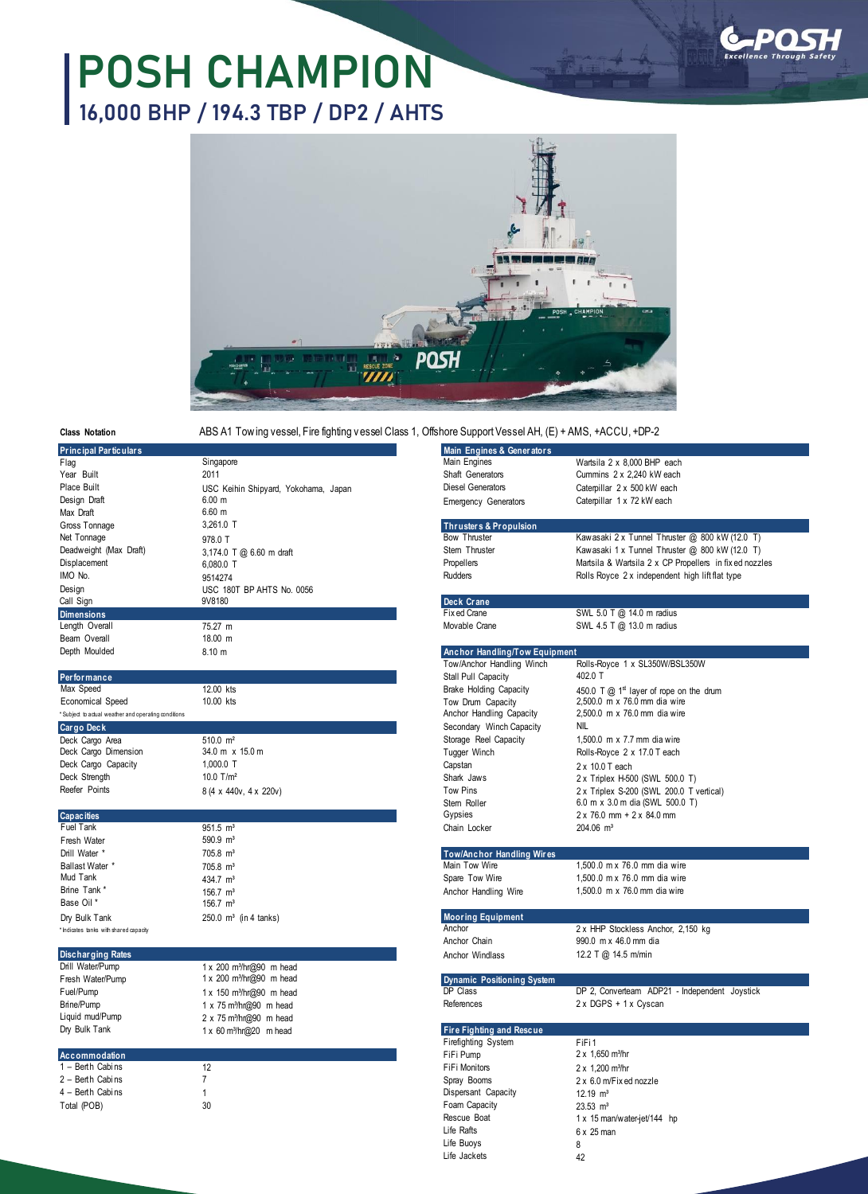# POSH CHAMPION

## 16,000 BHP / 194.3 TBP / DP2 / AHTS

**Class Notation** ABS A1 Towing vessel, Fire fighting vessel Class 1, Offshore Support Vessel AH, (E) + AMS, +ACCU, +DP-2

| Principal Particulars | |
|---|---|
| Flag | Singapore |
| Year Built | 2011 |
| Place Built | USC Keihin Shipyard, Yokohama, Japan |
| Design Draft | 6.00 m |
| Max Draft | 6.60 m |
| Gross Tonnage | 3,261.0 T |
| Net Tonnage | 978.0 T |
| Deadweight (Max Draft) | 3,174.0 T @ 6.60 m draft |
| Displacement | 6,080.0 T |
| IMO No. | 9514274 |
| Design | USC 180T BP AHTS No. 0056 |
| Call Sign | 9V8180 |

| Dimensions | |
|---|---|
| Length Overall | 75.27 m |
| Beam Overall | 18.00 m |
| Depth Moulded | 8.10 m |

| Performance | |
|---|---|
| Max Speed | 12.00 kts |
| Economical Speed | 10.00 kts |

* Subject to actual weather and operating conditions

| Cargo Deck | |
|---|---|
| Deck Cargo Area | 510.0 m² |
| Deck Cargo Dimension | 34.0 m x 15.0 m |
| Deck Cargo Capacity | 1,000.0 T |
| Deck Strength | 10.0 T/m² |
| Reefer Points | 8 (4 x 440v, 4 x 220v) |

| Capacities | |
|---|---|
| Fuel Tank | 951.5 m³ |
| Fresh Water | 590.9 m³ |
| Drill Water * | 705.8 m³ |
| Ballast Water * | 705.8 m³ |
| Mud Tank | 434.7 m³ |
| Brine Tank * | 156.7 m³ |
| Base Oil * | 156.7 m³ |
| Dry Bulk Tank | 250.0 m³ (in 4 tanks) |

* Indicates tanks with shared capacity

| Discharging Rates | |
|---|---|
| Drill Water/Pump | 1 x 200 m³/hr@90 m head |
| Fresh Water/Pump | 1 x 200 m³/hr@90 m head |
| Fuel/Pump | 1 x 150 m³/hr@90 m head |
| Brine/Pump | 1 x 75 m³/hr@90 m head |
| Liquid mud/Pump | 2 x 75 m³/hr@90 m head |
| Dry Bulk Tank | 1 x 60 m³/hr@20 m head |

| Accommodation | |
|---|---|
| 1 – Berth Cabins | 12 |
| 2 – Berth Cabins | 7 |
| 4 – Berth Cabins | 1 |
| Total (POB) | 30 |

| Main Engines & Generators | |
|---|---|
| Main Engines | Wartsila 2 x 8,000 BHP each |
| Shaft Generators | Cummins 2 x 2,240 kW each |
| Diesel Generators | Caterpillar 2 x 500 kW each |
| Emergency Generators | Caterpillar 1 x 72 kW each |

| Thrusters & Propulsion | |
|---|---|
| Bow Thruster | Kawasaki 2 x Tunnel Thruster @ 800 kW (12.0 T) |
| Stern Thruster | Kawasaki 1 x Tunnel Thruster @ 800 kW (12.0 T) |
| Propellers | Martsila & Wartsila 2 x CP Propellers in fixed nozzles |
| Rudders | Rolls Royce 2 x independent high lift flat type |

| Deck Crane | |
|---|---|
| Fixed Crane | SWL 5.0 T @ 14.0 m radius |
| Movable Crane | SWL 4.5 T @ 13.0 m radius |

| Anchor Handling/Tow Equipment | |
|---|---|
| Tow/Anchor Handling Winch | Rolls-Royce 1 x SL350W/BSL350W |
| Stall Pull Capacity | 402.0 T |
| Brake Holding Capacity | 450.0 T @ 1st layer of rope on the drum |
| Tow Drum Capacity | 2,500.0 m x 76.0 mm dia wire |
| Anchor Handling Capacity | 2,500.0 m x 76.0 mm dia wire |
| Secondary Winch Capacity | NIL |
| Storage Reel Capacity | 1,500.0 m x 7.7 mm dia wire |
| Tugger Winch | Rolls-Royce 2 x 17.0 T each |
| Capstan | 2 x 10.0 T each |
| Shark Jaws | 2 x Triplex H-500 (SWL 500.0 T) |
| Tow Pins | 2 x Triplex S-200 (SWL 200.0 T vertical) |
| Stern Roller | 6.0 m x 3.0 m dia (SWL 500.0 T) |
| Gypsies | 2 x 76.0 mm + 2 x 84.0 mm |
| Chain Locker | 204.06 m³ |

| Tow/Anchor Handling Wires | |
|---|---|
| Main Tow Wire | 1,500.0 m x 76.0 mm dia wire |
| Spare Tow Wire | 1,500.0 m x 76.0 mm dia wire |
| Anchor Handling Wire | 1,500.0 m x 76.0 mm dia wire |

| Mooring Equipment | |
|---|---|
| Anchor | 2 x HHP Stockless Anchor, 2,150 kg |
| Anchor Chain | 990.0 m x 46.0 mm dia |
| Anchor Windlass | 12.2 T @ 14.5 m/min |

| Dynamic Positioning System | |
|---|---|
| DP Class | DP 2, Converteam ADP21 - Independent Joystick |
| References | 2 x DGPS + 1 x Cyscan |

| Fire Fighting and Rescue | |
|---|---|
| Firefighting System | FiFi 1 |
| FiFi Pump | 2 x 1,650 m³/hr |
| FiFi Monitors | 2 x 1,200 m³/hr |
| Spray Booms | 2 x 6.0 m/Fixed nozzle |
| Dispersant Capacity | 12.19 m³ |
| Foam Capacity | 23.53 m³ |
| Rescue Boat | 1 x 15 man/water-jet/144 hp |
| Life Rafts | 6 x 25 man |
| Life Buoys | 8 |
| Life Jackets | 42 |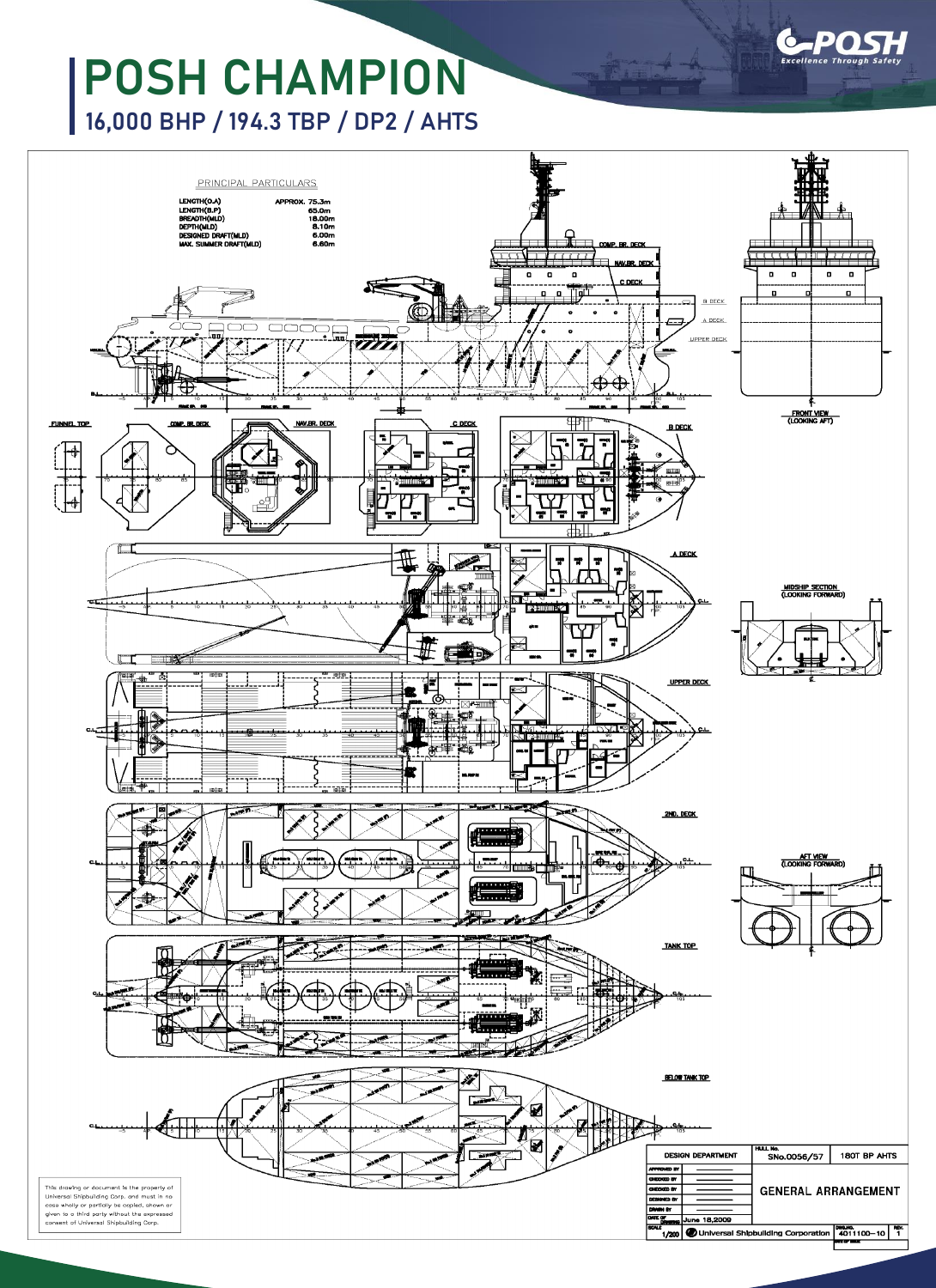# POSH CHAMPION

## 16,000 BHP / 194.3 TBP / DP2 / AHTS

PRINCIPAL PARTICULARS

| | |
|---|---|
| LENGTH(O.A) | APPROX. 75.3m |
| LENGTH(B.P) | 65.0m |
| BREADTH(MLD) | 18.00m |
| DEPTH(MLD) | 8.10m |
| DESIGNED DRAFT(MLD) | 6.00m |
| MAX. SUMMER DRAFT(MLD) | 6.60m |

COMP. BR. DECK

NAV.BR. DECK

C DECK

B DECK

A DECK

UPPER DECK

FRONT VIEW (LOOKING AFT)

FUNNEL TOP

MIDSHIP SECTION (LOOKING FORWARD)

2ND. DECK

AFT VIEW (LOOKING FORWARD)

TANK TOP

BELOW TANK TOP

This drawing or document is the property of Universal Shipbuilding Corp. and must in no case wholly or partially be copied, shown or given to a third party without the expressed consent of Universal Shipbuilding Corp.

| | | | |
|---|---|---|---|
| DESIGN DEPARTMENT | HULL No. SNo.0056/57 | 180T BP AHTS | |
| APPROVED BY | GENERAL ARRANGEMENT | | |
| CHECKED BY | | | |
| CHECKED BY | | | |
| DESIGNED BY | | | |
| DRAWN BY | | | |
| DATE OF DRAWING June 18,2009 | | | |
| SCALE 1/200 | Universal Shipbuilding Corporation | DWG.NO. 4011100-10 | REV. 1 |